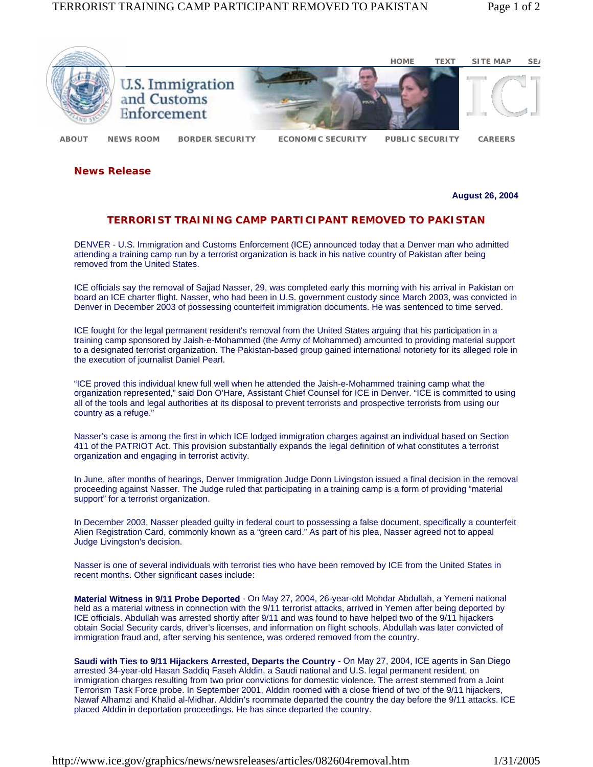HOME TEXT SITE MAP SEA

U.S. Immigration and Customs Enforcement

ABOUT NEWS ROOM BORDER SECURITY ECONOMIC SECURITY PUBLIC SECURITY CAREERS

**News Release**

**August 26, 2004**

## TERRORIST TRAINING CAMP PARTICIPANT REMOVED TO PAKISTAN

DENVER - U.S. Immigration and Customs Enforcement (ICE) announced today that a Denver man who admitted attending a training camp run by a terrorist organization is back in his native country of Pakistan after being removed from the United States.

ICE officials say the removal of Sajjad Nasser, 29, was completed early this morning with his arrival in Pakistan on board an ICE charter flight. Nasser, who had been in U.S. government custody since March 2003, was convicted in Denver in December 2003 of possessing counterfeit immigration documents. He was sentenced to time served.

ICE fought for the legal permanent resident's removal from the United States arguing that his participation in a training camp sponsored by Jaish-e-Mohammed (the Army of Mohammed) amounted to providing material support to a designated terrorist organization. The Pakistan-based group gained international notoriety for its alleged role in the execution of journalist Daniel Pearl.

"ICE proved this individual knew full well when he attended the Jaish-e-Mohammed training camp what the organization represented," said Don O'Hare, Assistant Chief Counsel for ICE in Denver. "ICE is committed to using all of the tools and legal authorities at its disposal to prevent terrorists and prospective terrorists from using our country as a refuge."

Nasser's case is among the first in which ICE lodged immigration charges against an individual based on Section 411 of the PATRIOT Act. This provision substantially expands the legal definition of what constitutes a terrorist organization and engaging in terrorist activity.

In June, after months of hearings, Denver Immigration Judge Donn Livingston issued a final decision in the removal proceeding against Nasser. The Judge ruled that participating in a training camp is a form of providing "material support" for a terrorist organization.

In December 2003, Nasser pleaded guilty in federal court to possessing a false document, specifically a counterfeit Alien Registration Card, commonly known as a "green card." As part of his plea, Nasser agreed not to appeal Judge Livingston's decision.

Nasser is one of several individuals with terrorist ties who have been removed by ICE from the United States in recent months. Other significant cases include:

**Material Witness in 9/11 Probe Deported** - On May 27, 2004, 26-year-old Mohdar Abdullah, a Yemeni national held as a material witness in connection with the 9/11 terrorist attacks, arrived in Yemen after being deported by ICE officials. Abdullah was arrested shortly after 9/11 and was found to have helped two of the 9/11 hijackers obtain Social Security cards, driver's licenses, and information on flight schools. Abdullah was later convicted of immigration fraud and, after serving his sentence, was ordered removed from the country.

**Saudi with Ties to 9/11 Hijackers Arrested, Departs the Country** - On May 27, 2004, ICE agents in San Diego arrested 34-year-old Hasan Saddiq Faseh Alddin, a Saudi national and U.S. legal permanent resident, on immigration charges resulting from two prior convictions for domestic violence. The arrest stemmed from a Joint Terrorism Task Force probe. In September 2001, Alddin roomed with a close friend of two of the 9/11 hijackers, Nawaf Alhamzi and Khalid al-Midhar. Alddin's roommate departed the country the day before the 9/11 attacks. ICE placed Alddin in deportation proceedings. He has since departed the country.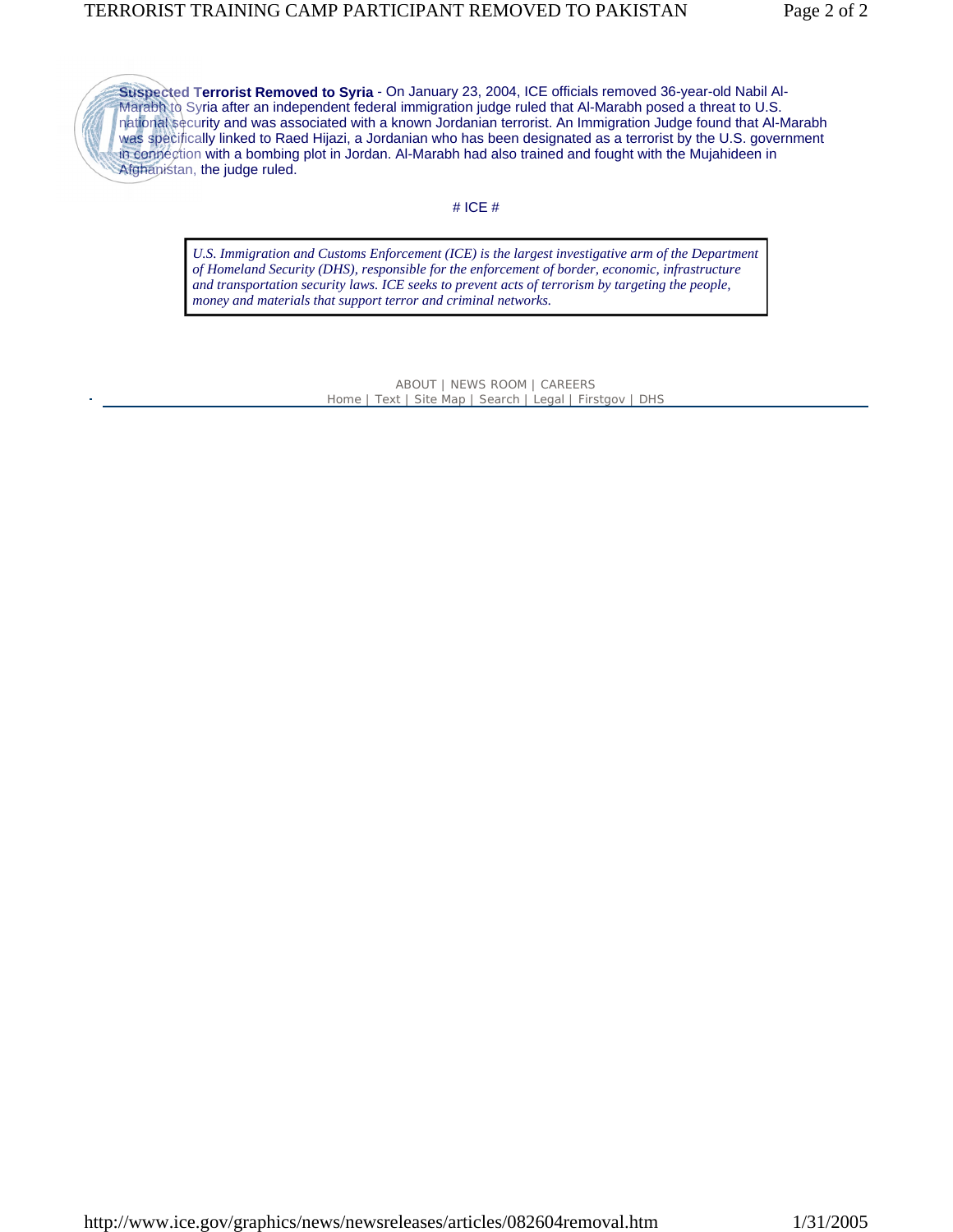**Suspected Terrorist Removed to Syria** - On January 23, 2004, ICE officials removed 36-year-old Nabil Al-Marabh to Syria after an independent federal immigration judge ruled that Al-Marabh posed a threat to U.S. national security and was associated with a known Jordanian terrorist. An Immigration Judge found that Al-Marabh was specifically linked to Raed Hijazi, a Jordanian who has been designated as a terrorist by the U.S. government in connection with a bombing plot in Jordan. Al-Marabh had also trained and fought with the Mujahideen in Afghanistan, the judge ruled.

# ICE #

*U.S. Immigration and Customs Enforcement (ICE) is the largest investigative arm of the Department of Homeland Security (DHS), responsible for the enforcement of border, economic, infrastructure and transportation security laws. ICE seeks to prevent acts of terrorism by targeting the people, money and materials that support terror and criminal networks.*

ABOUT | NEWS ROOM | CAREERS
Home | Text | Site Map | Search | Legal | Firstgov | DHS